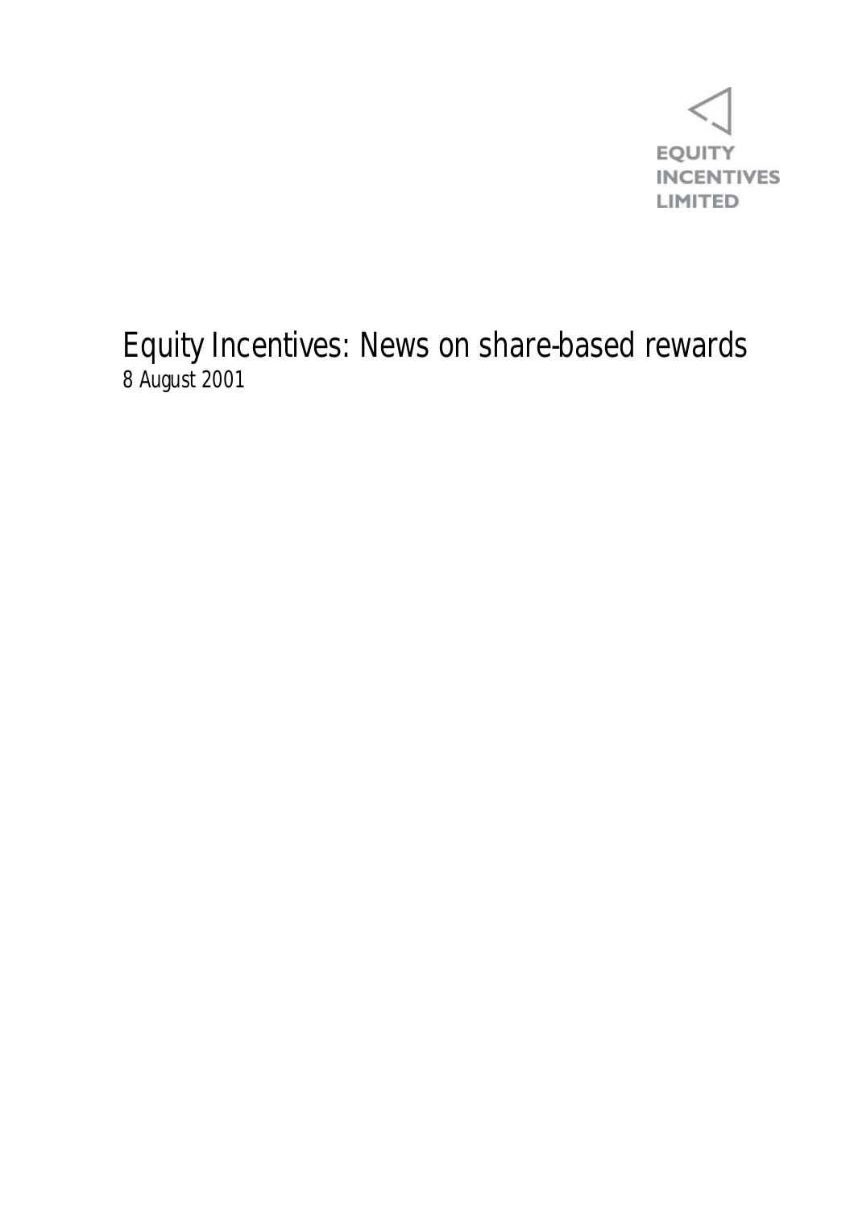EQUITY INCENTIVES LIMITED

# Equity Incentives: News on share-based rewards

8 August 2001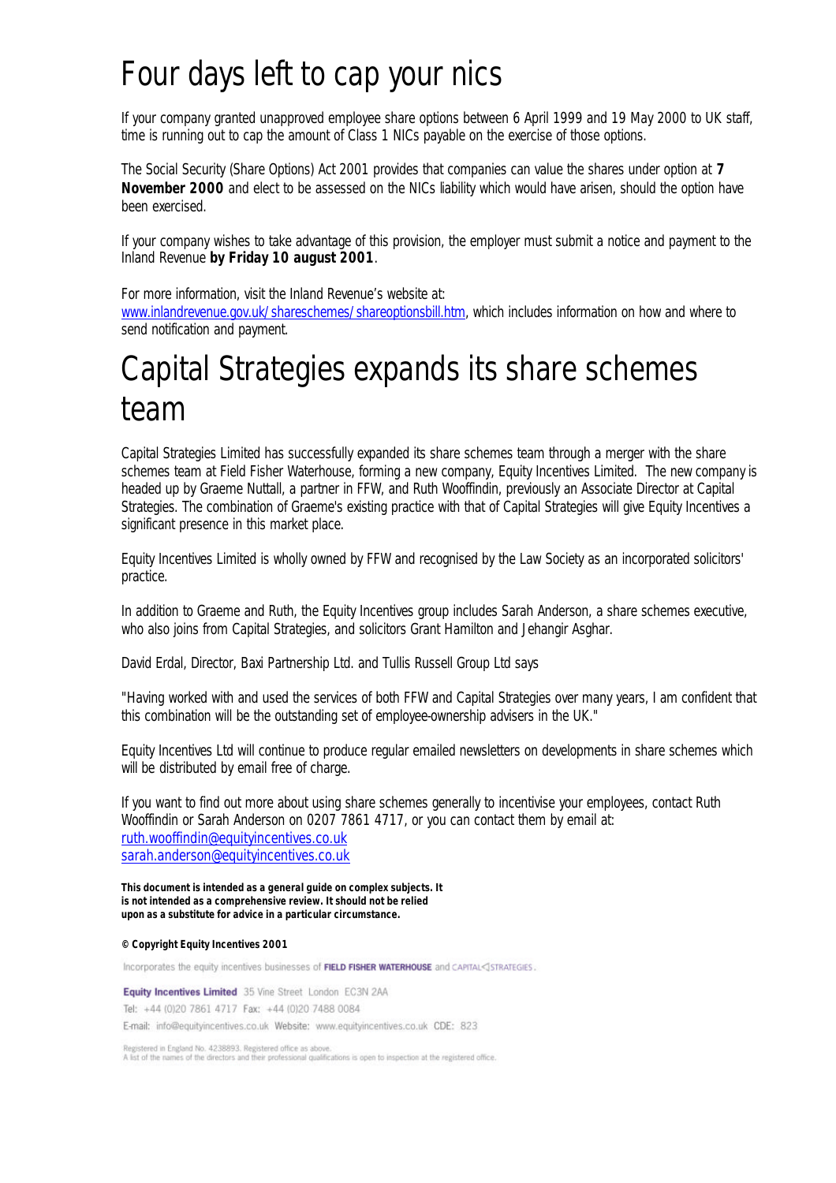# Four days left to cap your nics

If your company granted unapproved employee share options between 6 April 1999 and 19 May 2000 to UK staff, time is running out to cap the amount of Class 1 NICs payable on the exercise of those options.

The Social Security (Share Options) Act 2001 provides that companies can value the shares under option at **7 November 2000** and elect to be assessed on the NICs liability which would have arisen, should the option have been exercised.

If your company wishes to take advantage of this provision, the employer must submit a notice and payment to the Inland Revenue **by Friday 10 august 2001**.

For more information, visit the Inland Revenue's website at:
www.inlandrevenue.gov.uk/shareschemes/shareoptionsbill.htm, which includes information on how and where to send notification and payment.

# Capital Strategies expands its share schemes team

Capital Strategies Limited has successfully expanded its share schemes team through a merger with the share schemes team at Field Fisher Waterhouse, forming a new company, Equity Incentives Limited. The new company is headed up by Graeme Nuttall, a partner in FFW, and Ruth Wooffindin, previously an Associate Director at Capital Strategies. The combination of Graeme's existing practice with that of Capital Strategies will give Equity Incentives a significant presence in this market place.

Equity Incentives Limited is wholly owned by FFW and recognised by the Law Society as an incorporated solicitors' practice.

In addition to Graeme and Ruth, the Equity Incentives group includes Sarah Anderson, a share schemes executive, who also joins from Capital Strategies, and solicitors Grant Hamilton and Jehangir Asghar.

David Erdal, Director, Baxi Partnership Ltd. and Tullis Russell Group Ltd says

"Having worked with and used the services of both FFW and Capital Strategies over many years, I am confident that this combination will be the outstanding set of employee-ownership advisers in the UK."

Equity Incentives Ltd will continue to produce regular emailed newsletters on developments in share schemes which will be distributed by email free of charge.

If you want to find out more about using share schemes generally to incentivise your employees, contact Ruth Wooffindin or Sarah Anderson on 0207 7861 4717, or you can contact them by email at:
ruth.wooffindin@equityincentives.co.uk
sarah.anderson@equityincentives.co.uk

***This document is intended as a general guide on complex subjects. It is not intended as a comprehensive review. It should not be relied upon as a substitute for advice in a particular circumstance.***

***© Copyright Equity Incentives 2001***

Incorporates the equity incentives businesses of **FIELD FISHER WATERHOUSE** and CAPITAL STRATEGIES.

**Equity Incentives Limited** 35 Vine Street London EC3N 2AA
Tel: +44 (0)20 7861 4717 Fax: +44 (0)20 7488 0084
E-mail: info@equityincentives.co.uk Website: www.equityincentives.co.uk CDE: 823

Registered in England No. 4238893. Registered office as above.
A list of the names of the directors and their professional qualifications is open to inspection at the registered office.